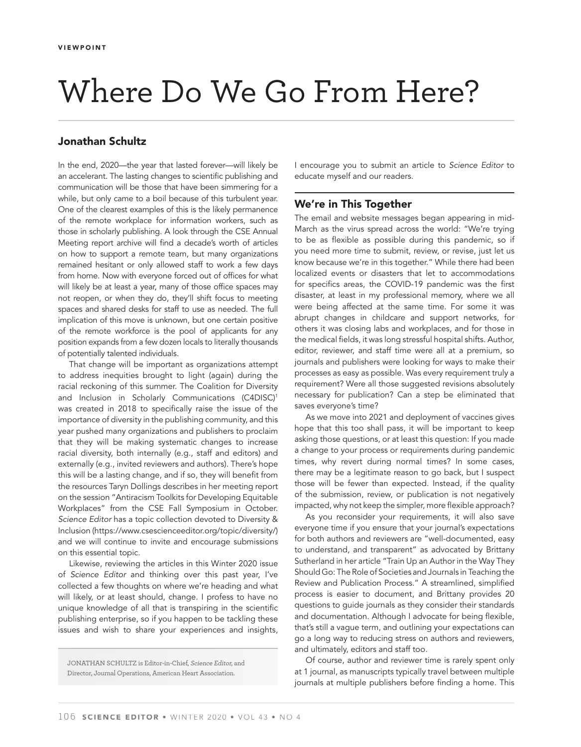VIEWPOINT

# Where Do We Go From Here?

## Jonathan Schultz

In the end, 2020—the year that lasted forever—will likely be an accelerant. The lasting changes to scientific publishing and communication will be those that have been simmering for a while, but only came to a boil because of this turbulent year. One of the clearest examples of this is the likely permanence of the remote workplace for information workers, such as those in scholarly publishing. A look through the CSE Annual Meeting report archive will find a decade's worth of articles on how to support a remote team, but many organizations remained hesitant or only allowed staff to work a few days from home. Now with everyone forced out of offices for what will likely be at least a year, many of those office spaces may not reopen, or when they do, they'll shift focus to meeting spaces and shared desks for staff to use as needed. The full implication of this move is unknown, but one certain positive of the remote workforce is the pool of applicants for any position expands from a few dozen locals to literally thousands of potentially talented individuals.

That change will be important as organizations attempt to address inequities brought to light (again) during the racial reckoning of this summer. The Coalition for Diversity and Inclusion in Scholarly Communications (C4DISC)[1] was created in 2018 to specifically raise the issue of the importance of diversity in the publishing community, and this year pushed many organizations and publishers to proclaim that they will be making systematic changes to increase racial diversity, both internally (e.g., staff and editors) and externally (e.g., invited reviewers and authors). There's hope this will be a lasting change, and if so, they will benefit from the resources Taryn Dollings describes in her meeting report on the session "Antiracism Toolkits for Developing Equitable Workplaces" from the CSE Fall Symposium in October. *Science Editor* has a topic collection devoted to Diversity & Inclusion (https://www.csescienceeditor.org/topic/diversity/) and we will continue to invite and encourage submissions on this essential topic.

Likewise, reviewing the articles in this Winter 2020 issue of *Science Editor* and thinking over this past year, I've collected a few thoughts on where we're heading and what will likely, or at least should, change. I profess to have no unique knowledge of all that is transpiring in the scientific publishing enterprise, so if you happen to be tackling these issues and wish to share your experiences and insights, I encourage you to submit an article to *Science Editor* to educate myself and our readers.

JONATHAN SCHULTZ is Editor-in-Chief, *Science Editor*, and Director, Journal Operations, American Heart Association.

## We're in This Together

The email and website messages began appearing in mid-March as the virus spread across the world: "We're trying to be as flexible as possible during this pandemic, so if you need more time to submit, review, or revise, just let us know because we're in this together." While there had been localized events or disasters that let to accommodations for specifics areas, the COVID-19 pandemic was the first disaster, at least in my professional memory, where we all were being affected at the same time. For some it was abrupt changes in childcare and support networks, for others it was closing labs and workplaces, and for those in the medical fields, it was long stressful hospital shifts. Author, editor, reviewer, and staff time were all at a premium, so journals and publishers were looking for ways to make their processes as easy as possible. Was every requirement truly a requirement? Were all those suggested revisions absolutely necessary for publication? Can a step be eliminated that saves everyone's time?

As we move into 2021 and deployment of vaccines gives hope that this too shall pass, it will be important to keep asking those questions, or at least this question: If you made a change to your process or requirements during pandemic times, why revert during normal times? In some cases, there may be a legitimate reason to go back, but I suspect those will be fewer than expected. Instead, if the quality of the submission, review, or publication is not negatively impacted, why not keep the simpler, more flexible approach?

As you reconsider your requirements, it will also save everyone time if you ensure that your journal's expectations for both authors and reviewers are "well-documented, easy to understand, and transparent" as advocated by Brittany Sutherland in her article "Train Up an Author in the Way They Should Go: The Role of Societies and Journals in Teaching the Review and Publication Process." A streamlined, simplified process is easier to document, and Brittany provides 20 questions to guide journals as they consider their standards and documentation. Although I advocate for being flexible, that's still a vague term, and outlining your expectations can go a long way to reducing stress on authors and reviewers, and ultimately, editors and staff too.

Of course, author and reviewer time is rarely spent only at 1 journal, as manuscripts typically travel between multiple journals at multiple publishers before finding a home. This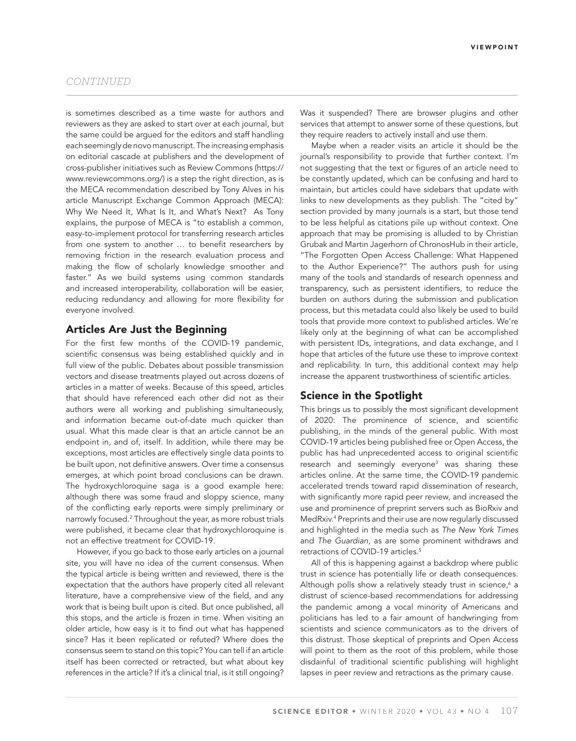*CONTINUED*

is sometimes described as a time waste for authors and reviewers as they are asked to start over at each journal, but the same could be argued for the editors and staff handling each seemingly de novo manuscript. The increasing emphasis on editorial cascade at publishers and the development of cross-publisher initiatives such as Review Commons (https://www.reviewcommons.org/) is a step the right direction, as is the MECA recommendation described by Tony Alves in his article Manuscript Exchange Common Approach (MECA): Why We Need It, What Is It, and What's Next? As Tony explains, the purpose of MECA is "to establish a common, easy-to-implement protocol for transferring research articles from one system to another … to benefit researchers by removing friction in the research evaluation process and making the flow of scholarly knowledge smoother and faster." As we build systems using common standards and increased interoperability, collaboration will be easier, reducing redundancy and allowing for more flexibility for everyone involved.

## Articles Are Just the Beginning

For the first few months of the COVID-19 pandemic, scientific consensus was being established quickly and in full view of the public. Debates about possible transmission vectors and disease treatments played out across dozens of articles in a matter of weeks. Because of this speed, articles that should have referenced each other did not as their authors were all working and publishing simultaneously, and information became out-of-date much quicker than usual. What this made clear is that an article cannot be an endpoint in, and of, itself. In addition, while there may be exceptions, most articles are effectively single data points to be built upon, not definitive answers. Over time a consensus emerges, at which point broad conclusions can be drawn. The hydroxychloroquine saga is a good example here: although there was some fraud and sloppy science, many of the conflicting early reports were simply preliminary or narrowly focused.[2] Throughout the year, as more robust trials were published, it became clear that hydroxychloroquine is not an effective treatment for COVID-19.

However, if you go back to those early articles on a journal site, you will have no idea of the current consensus. When the typical article is being written and reviewed, there is the expectation that the authors have properly cited all relevant literature, have a comprehensive view of the field, and any work that is being built upon is cited. But once published, all this stops, and the article is frozen in time. When visiting an older article, how easy is it to find out what has happened since? Has it been replicated or refuted? Where does the consensus seem to stand on this topic? You can tell if an article itself has been corrected or retracted, but what about key references in the article? If it's a clinical trial, is it still ongoing? Was it suspended? There are browser plugins and other services that attempt to answer some of these questions, but they require readers to actively install and use them.

Maybe when a reader visits an article it should be the journal's responsibility to provide that further context. I'm not suggesting that the text or figures of an article need to be constantly updated, which can be confusing and hard to maintain, but articles could have sidebars that update with links to new developments as they publish. The "cited by" section provided by many journals is a start, but those tend to be less helpful as citations pile up without context. One approach that may be promising is alluded to by Christian Grubak and Martin Jagerhorn of ChronosHub in their article, "The Forgotten Open Access Challenge: What Happened to the Author Experience?" The authors push for using many of the tools and standards of research openness and transparency, such as persistent identifiers, to reduce the burden on authors during the submission and publication process, but this metadata could also likely be used to build tools that provide more context to published articles. We're likely only at the beginning of what can be accomplished with persistent IDs, integrations, and data exchange, and I hope that articles of the future use these to improve context and replicability. In turn, this additional context may help increase the apparent trustworthiness of scientific articles.

## Science in the Spotlight

This brings us to possibly the most significant development of 2020: The prominence of science, and scientific publishing, in the minds of the general public. With most COVID-19 articles being published free or Open Access, the public has had unprecedented access to original scientific research and seemingly everyone[3] was sharing these articles online. At the same time, the COVID-19 pandemic accelerated trends toward rapid dissemination of research, with significantly more rapid peer review, and increased the use and prominence of preprint servers such as BioRxiv and MedRxiv.[4] Preprints and their use are now regularly discussed and highlighted in the media such as *The New York Times* and *The Guardian*, as are some prominent withdraws and retractions of COVID-19 articles.[5]

All of this is happening against a backdrop where public trust in science has potentially life or death consequences. Although polls show a relatively steady trust in science,[6] a distrust of science-based recommendations for addressing the pandemic among a vocal minority of Americans and politicians has led to a fair amount of handwringing from scientists and science communicators as to the drivers of this distrust. Those skeptical of preprints and Open Access will point to them as the root of this problem, while those disdainful of traditional scientific publishing will highlight lapses in peer review and retractions as the primary cause.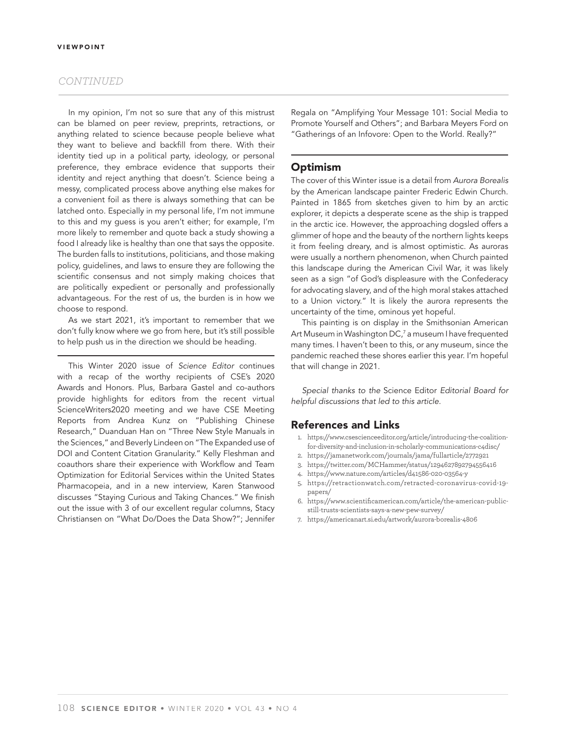*CONTINUED*

In my opinion, I'm not so sure that any of this mistrust can be blamed on peer review, preprints, retractions, or anything related to science because people believe what they want to believe and backfill from there. With their identity tied up in a political party, ideology, or personal preference, they embrace evidence that supports their identity and reject anything that doesn't. Science being a messy, complicated process above anything else makes for a convenient foil as there is always something that can be latched onto. Especially in my personal life, I'm not immune to this and my guess is you aren't either; for example, I'm more likely to remember and quote back a study showing a food I already like is healthy than one that says the opposite. The burden falls to institutions, politicians, and those making policy, guidelines, and laws to ensure they are following the scientific consensus and not simply making choices that are politically expedient or personally and professionally advantageous. For the rest of us, the burden is in how we choose to respond.

As we start 2021, it's important to remember that we don't fully know where we go from here, but it's still possible to help push us in the direction we should be heading.

---

This Winter 2020 issue of *Science Editor* continues with a recap of the worthy recipients of CSE's 2020 Awards and Honors. Plus, Barbara Gastel and co-authors provide highlights for editors from the recent virtual ScienceWriters2020 meeting and we have CSE Meeting Reports from Andrea Kunz on "Publishing Chinese Research," Duanduan Han on "Three New Style Manuals in the Sciences," and Beverly Lindeen on "The Expanded use of DOI and Content Citation Granularity." Kelly Fleshman and coauthors share their experience with Workflow and Team Optimization for Editorial Services within the United States Pharmacopeia, and in a new interview, Karen Stanwood discusses "Staying Curious and Taking Chances." We finish out the issue with 3 of our excellent regular columns, Stacy Christiansen on "What Do/Does the Data Show?"; Jennifer Regala on "Amplifying Your Message 101: Social Media to Promote Yourself and Others"; and Barbara Meyers Ford on "Gatherings of an Infovore: Open to the World. Really?"

## Optimism

The cover of this Winter issue is a detail from *Aurora Borealis* by the American landscape painter Frederic Edwin Church. Painted in 1865 from sketches given to him by an arctic explorer, it depicts a desperate scene as the ship is trapped in the arctic ice. However, the approaching dogsled offers a glimmer of hope and the beauty of the northern lights keeps it from feeling dreary, and is almost optimistic. As auroras were usually a northern phenomenon, when Church painted this landscape during the American Civil War, it was likely seen as a sign "of God's displeasure with the Confederacy for advocating slavery, and of the high moral stakes attached to a Union victory." It is likely the aurora represents the uncertainty of the time, ominous yet hopeful.

This painting is on display in the Smithsonian American Art Museum in Washington DC,[7] a museum I have frequented many times. I haven't been to this, or any museum, since the pandemic reached these shores earlier this year. I'm hopeful that will change in 2021.

*Special thanks to the* Science Editor *Editorial Board for helpful discussions that led to this article.*

## References and Links

1. https://www.csescienceeditor.org/article/introducing-the-coalition-for-diversity-and-inclusion-in-scholarly-communications-c4disc/
2. https://jamanetwork.com/journals/jama/fullarticle/2772921
3. https://twitter.com/MCHammer/status/1294627892794556416
4. https://www.nature.com/articles/d41586-020-03564-y
5. https://retractionwatch.com/retracted-coronavirus-covid-19-papers/
6. https://www.scientificamerican.com/article/the-american-public-still-trusts-scientists-says-a-new-pew-survey/
7. https://americanart.si.edu/artwork/aurora-borealis-4806